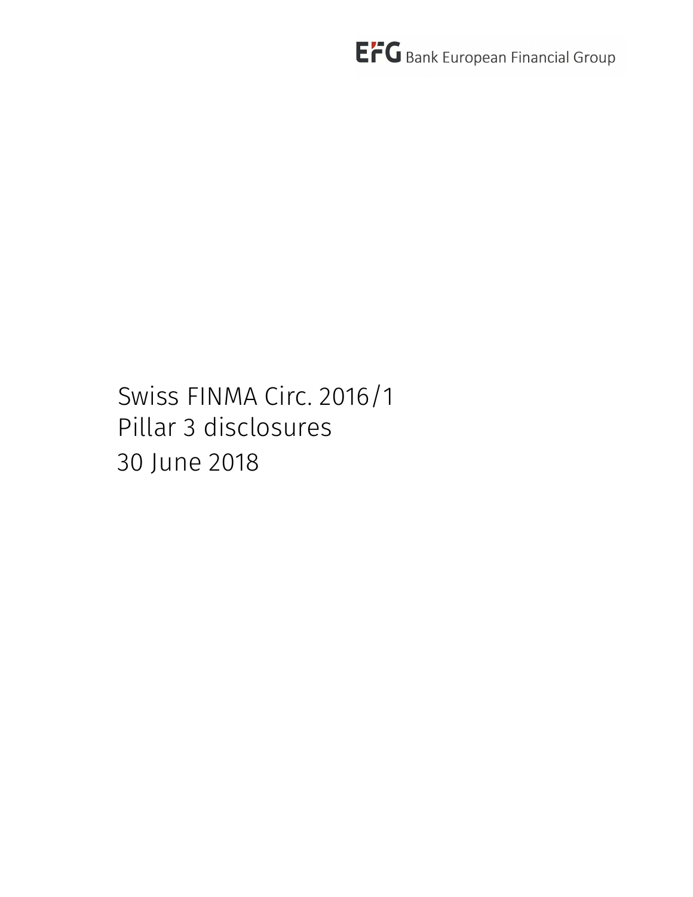EFG Bank European Financial Group

# Swiss FINMA Circ. 2016/1
# Pillar 3 disclosures
# 30 June 2018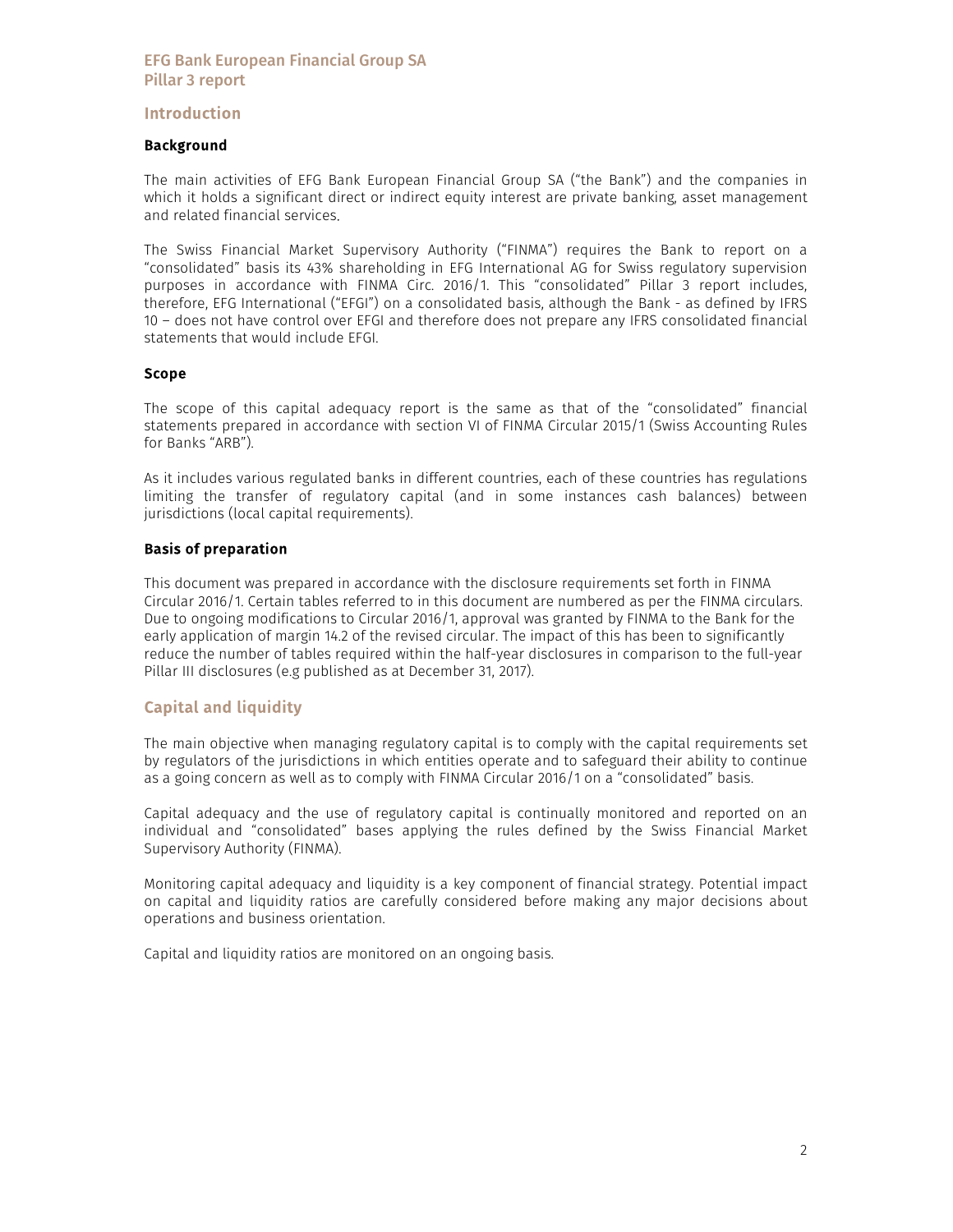## Introduction

### Background

The main activities of EFG Bank European Financial Group SA ("the Bank") and the companies in which it holds a significant direct or indirect equity interest are private banking, asset management and related financial services.

The Swiss Financial Market Supervisory Authority ("FINMA") requires the Bank to report on a "consolidated" basis its 43% shareholding in EFG International AG for Swiss regulatory supervision purposes in accordance with FINMA Circ. 2016/1. This "consolidated" Pillar 3 report includes, therefore, EFG International ("EFGI") on a consolidated basis, although the Bank - as defined by IFRS 10 – does not have control over EFGI and therefore does not prepare any IFRS consolidated financial statements that would include EFGI.

### Scope

The scope of this capital adequacy report is the same as that of the "consolidated" financial statements prepared in accordance with section VI of FINMA Circular 2015/1 (Swiss Accounting Rules for Banks "ARB").

As it includes various regulated banks in different countries, each of these countries has regulations limiting the transfer of regulatory capital (and in some instances cash balances) between jurisdictions (local capital requirements).

### Basis of preparation

This document was prepared in accordance with the disclosure requirements set forth in FINMA Circular 2016/1. Certain tables referred to in this document are numbered as per the FINMA circulars. Due to ongoing modifications to Circular 2016/1, approval was granted by FINMA to the Bank for the early application of margin 14.2 of the revised circular. The impact of this has been to significantly reduce the number of tables required within the half-year disclosures in comparison to the full-year Pillar III disclosures (e.g published as at December 31, 2017).

## Capital and liquidity

The main objective when managing regulatory capital is to comply with the capital requirements set by regulators of the jurisdictions in which entities operate and to safeguard their ability to continue as a going concern as well as to comply with FINMA Circular 2016/1 on a "consolidated" basis.

Capital adequacy and the use of regulatory capital is continually monitored and reported on an individual and "consolidated" bases applying the rules defined by the Swiss Financial Market Supervisory Authority (FINMA).

Monitoring capital adequacy and liquidity is a key component of financial strategy. Potential impact on capital and liquidity ratios are carefully considered before making any major decisions about operations and business orientation.

Capital and liquidity ratios are monitored on an ongoing basis.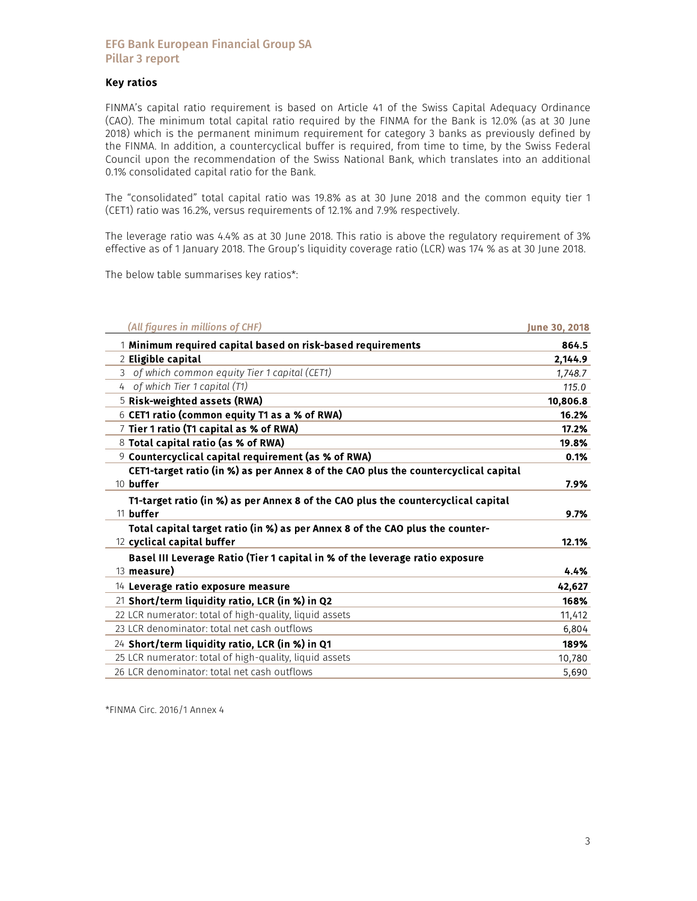## Key ratios

FINMA's capital ratio requirement is based on Article 41 of the Swiss Capital Adequacy Ordinance (CAO). The minimum total capital ratio required by the FINMA for the Bank is 12.0% (as at 30 June 2018) which is the permanent minimum requirement for category 3 banks as previously defined by the FINMA. In addition, a countercyclical buffer is required, from time to time, by the Swiss Federal Council upon the recommendation of the Swiss National Bank, which translates into an additional 0.1% consolidated capital ratio for the Bank.

The "consolidated" total capital ratio was 19.8% as at 30 June 2018 and the common equity tier 1 (CET1) ratio was 16.2%, versus requirements of 12.1% and 7.9% respectively.

The leverage ratio was 4.4% as at 30 June 2018. This ratio is above the regulatory requirement of 3% effective as of 1 January 2018. The Group's liquidity coverage ratio (LCR) was 174 % as at 30 June 2018.

The below table summarises key ratios*:

| | *(All figures in millions of CHF)* | June 30, 2018 |
|---|---|---|
| 1 | **Minimum required capital based on risk-based requirements** | **864.5** |
| 2 | **Eligible capital** | **2,144.9** |
| 3 | *of which common equity Tier 1 capital (CET1)* | *1,748.7* |
| 4 | *of which Tier 1 capital (T1)* | *115.0* |
| 5 | **Risk-weighted assets (RWA)** | **10,806.8** |
| 6 | **CET1 ratio (common equity T1 as a % of RWA)** | **16.2%** |
| 7 | **Tier 1 ratio (T1 capital as % of RWA)** | **17.2%** |
| 8 | **Total capital ratio (as % of RWA)** | **19.8%** |
| 9 | **Countercyclical capital requirement (as % of RWA)** | **0.1%** |
| 10 | **CET1-target ratio (in %) as per Annex 8 of the CAO plus the countercyclical capital buffer** | **7.9%** |
| 11 | **T1-target ratio (in %) as per Annex 8 of the CAO plus the countercyclical capital buffer** | **9.7%** |
| 12 | **Total capital target ratio (in %) as per Annex 8 of the CAO plus the counter-cyclical capital buffer** | **12.1%** |
| 13 | **Basel III Leverage Ratio (Tier 1 capital in % of the leverage ratio exposure measure)** | **4.4%** |
| 14 | **Leverage ratio exposure measure** | **42,627** |
| 21 | **Short/term liquidity ratio, LCR (in %) in Q2** | **168%** |
| 22 | LCR numerator: total of high-quality, liquid assets | 11,412 |
| 23 | LCR denominator: total net cash outflows | 6,804 |
| 24 | **Short/term liquidity ratio, LCR (in %) in Q1** | **189%** |
| 25 | LCR numerator: total of high-quality, liquid assets | 10,780 |
| 26 | LCR denominator: total net cash outflows | 5,690 |

*FINMA Circ. 2016/1 Annex 4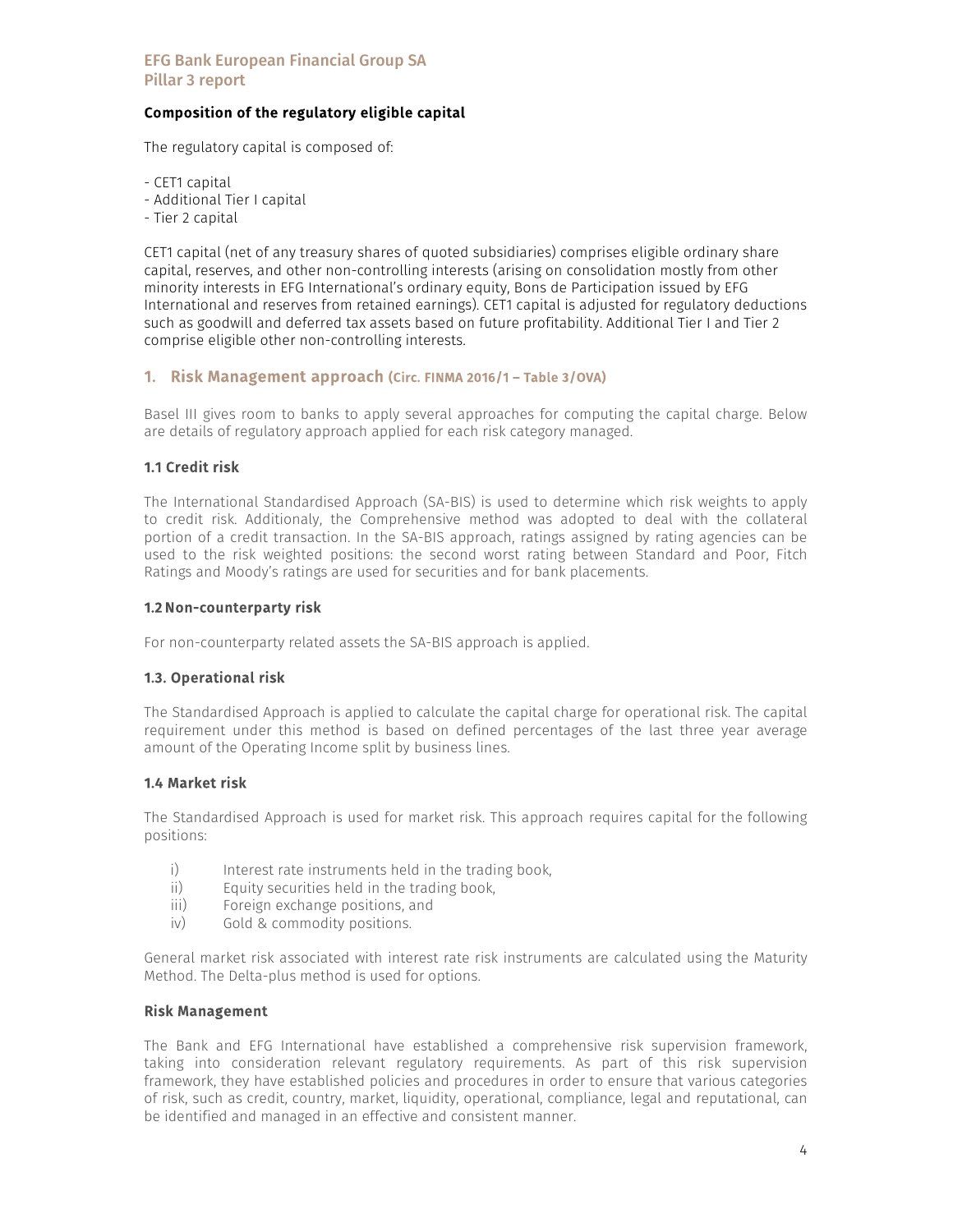**Composition of the regulatory eligible capital**

The regulatory capital is composed of:

- CET1 capital
- Additional Tier I capital
- Tier 2 capital

CET1 capital (net of any treasury shares of quoted subsidiaries) comprises eligible ordinary share capital, reserves, and other non-controlling interests (arising on consolidation mostly from other minority interests in EFG International's ordinary equity, Bons de Participation issued by EFG International and reserves from retained earnings). CET1 capital is adjusted for regulatory deductions such as goodwill and deferred tax assets based on future profitability. Additional Tier I and Tier 2 comprise eligible other non-controlling interests.

## 1. Risk Management approach (Circ. FINMA 2016/1 – Table 3/OVA)

Basel III gives room to banks to apply several approaches for computing the capital charge. Below are details of regulatory approach applied for each risk category managed.

### 1.1 Credit risk

The International Standardised Approach (SA-BIS) is used to determine which risk weights to apply to credit risk. Additionaly, the Comprehensive method was adopted to deal with the collateral portion of a credit transaction. In the SA-BIS approach, ratings assigned by rating agencies can be used to the risk weighted positions: the second worst rating between Standard and Poor, Fitch Ratings and Moody's ratings are used for securities and for bank placements.

### 1.2 Non-counterparty risk

For non-counterparty related assets the SA-BIS approach is applied.

### 1.3. Operational risk

The Standardised Approach is applied to calculate the capital charge for operational risk. The capital requirement under this method is based on defined percentages of the last three year average amount of the Operating Income split by business lines.

### 1.4 Market risk

The Standardised Approach is used for market risk. This approach requires capital for the following positions:

i) Interest rate instruments held in the trading book,
ii) Equity securities held in the trading book,
iii) Foreign exchange positions, and
iv) Gold & commodity positions.

General market risk associated with interest rate risk instruments are calculated using the Maturity Method. The Delta-plus method is used for options.

**Risk Management**

The Bank and EFG International have established a comprehensive risk supervision framework, taking into consideration relevant regulatory requirements. As part of this risk supervision framework, they have established policies and procedures in order to ensure that various categories of risk, such as credit, country, market, liquidity, operational, compliance, legal and reputational, can be identified and managed in an effective and consistent manner.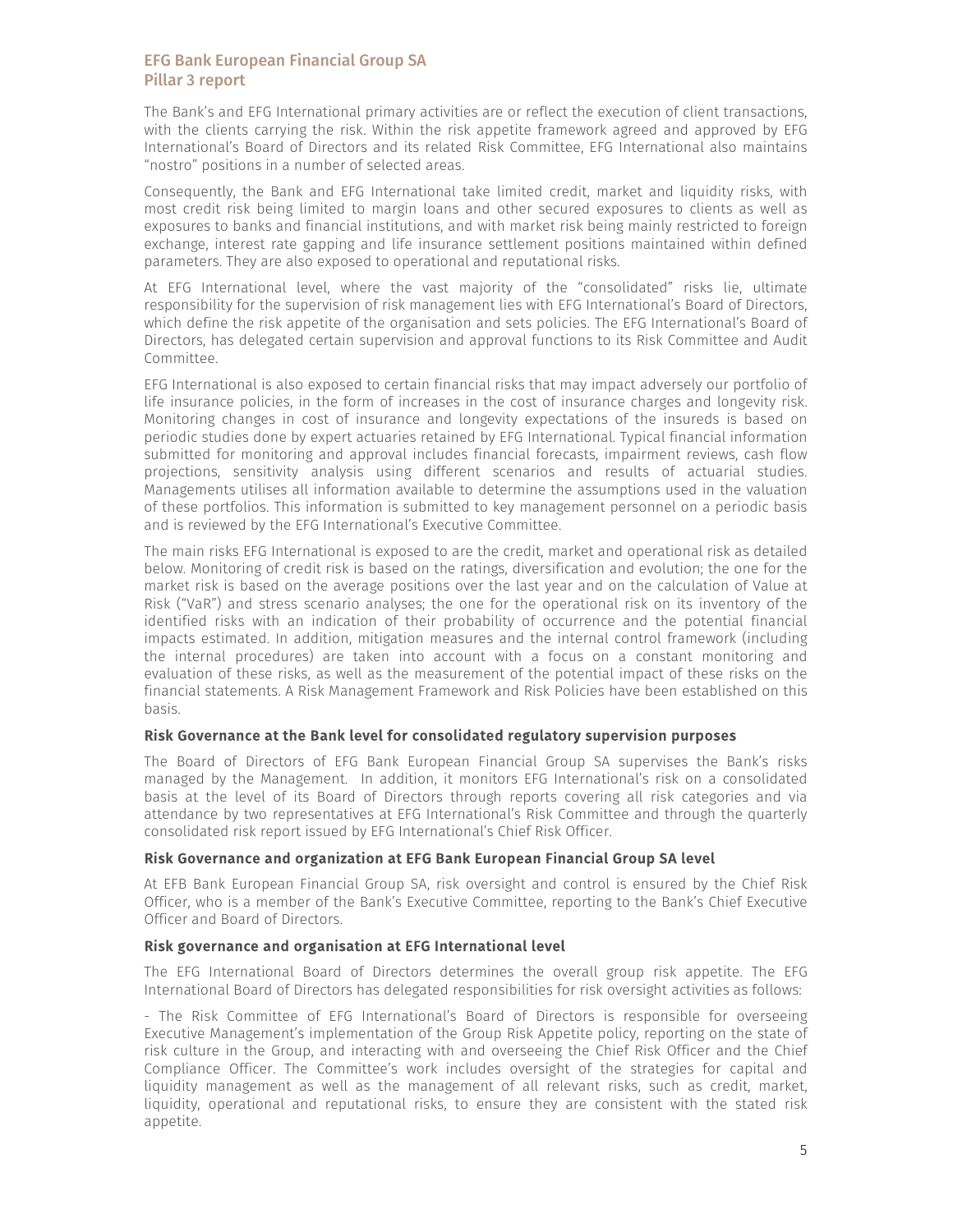The Bank's and EFG International primary activities are or reflect the execution of client transactions, with the clients carrying the risk. Within the risk appetite framework agreed and approved by EFG International's Board of Directors and its related Risk Committee, EFG International also maintains "nostro" positions in a number of selected areas.

Consequently, the Bank and EFG International take limited credit, market and liquidity risks, with most credit risk being limited to margin loans and other secured exposures to clients as well as exposures to banks and financial institutions, and with market risk being mainly restricted to foreign exchange, interest rate gapping and life insurance settlement positions maintained within defined parameters. They are also exposed to operational and reputational risks.

At EFG International level, where the vast majority of the "consolidated" risks lie, ultimate responsibility for the supervision of risk management lies with EFG International's Board of Directors, which define the risk appetite of the organisation and sets policies. The EFG International's Board of Directors, has delegated certain supervision and approval functions to its Risk Committee and Audit Committee.

EFG International is also exposed to certain financial risks that may impact adversely our portfolio of life insurance policies, in the form of increases in the cost of insurance charges and longevity risk. Monitoring changes in cost of insurance and longevity expectations of the insureds is based on periodic studies done by expert actuaries retained by EFG International. Typical financial information submitted for monitoring and approval includes financial forecasts, impairment reviews, cash flow projections, sensitivity analysis using different scenarios and results of actuarial studies. Managements utilises all information available to determine the assumptions used in the valuation of these portfolios. This information is submitted to key management personnel on a periodic basis and is reviewed by the EFG International's Executive Committee.

The main risks EFG International is exposed to are the credit, market and operational risk as detailed below. Monitoring of credit risk is based on the ratings, diversification and evolution; the one for the market risk is based on the average positions over the last year and on the calculation of Value at Risk ("VaR") and stress scenario analyses; the one for the operational risk on its inventory of the identified risks with an indication of their probability of occurrence and the potential financial impacts estimated. In addition, mitigation measures and the internal control framework (including the internal procedures) are taken into account with a focus on a constant monitoring and evaluation of these risks, as well as the measurement of the potential impact of these risks on the financial statements. A Risk Management Framework and Risk Policies have been established on this basis.

### Risk Governance at the Bank level for consolidated regulatory supervision purposes

The Board of Directors of EFG Bank European Financial Group SA supervises the Bank's risks managed by the Management. In addition, it monitors EFG International's risk on a consolidated basis at the level of its Board of Directors through reports covering all risk categories and via attendance by two representatives at EFG International's Risk Committee and through the quarterly consolidated risk report issued by EFG International's Chief Risk Officer.

### Risk Governance and organization at EFG Bank European Financial Group SA level

At EFB Bank European Financial Group SA, risk oversight and control is ensured by the Chief Risk Officer, who is a member of the Bank's Executive Committee, reporting to the Bank's Chief Executive Officer and Board of Directors.

### Risk governance and organisation at EFG International level

The EFG International Board of Directors determines the overall group risk appetite. The EFG International Board of Directors has delegated responsibilities for risk oversight activities as follows:

- The Risk Committee of EFG International's Board of Directors is responsible for overseeing Executive Management's implementation of the Group Risk Appetite policy, reporting on the state of risk culture in the Group, and interacting with and overseeing the Chief Risk Officer and the Chief Compliance Officer. The Committee's work includes oversight of the strategies for capital and liquidity management as well as the management of all relevant risks, such as credit, market, liquidity, operational and reputational risks, to ensure they are consistent with the stated risk appetite.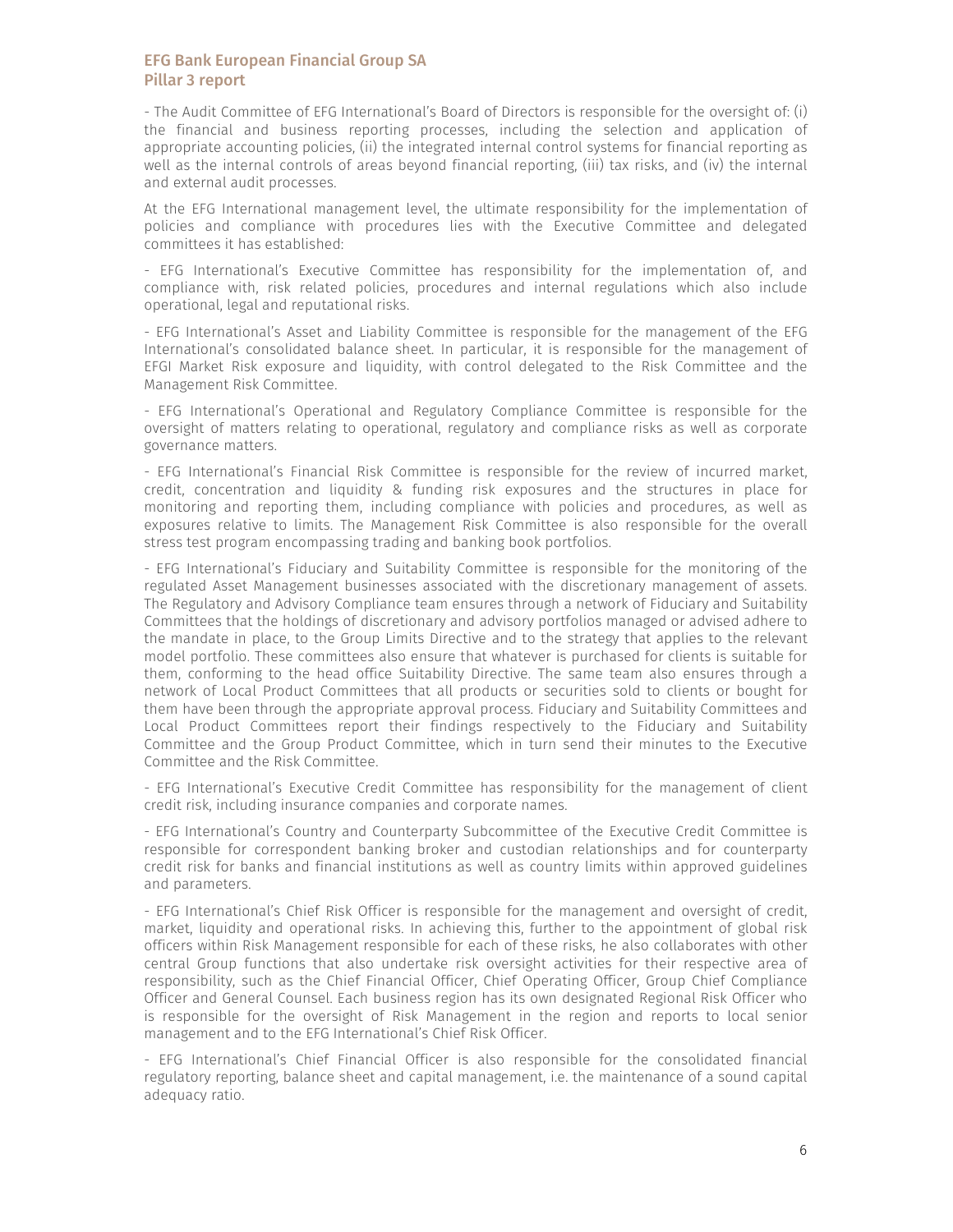- The Audit Committee of EFG International's Board of Directors is responsible for the oversight of: (i) the financial and business reporting processes, including the selection and application of appropriate accounting policies, (ii) the integrated internal control systems for financial reporting as well as the internal controls of areas beyond financial reporting, (iii) tax risks, and (iv) the internal and external audit processes.

At the EFG International management level, the ultimate responsibility for the implementation of policies and compliance with procedures lies with the Executive Committee and delegated committees it has established:

- EFG International's Executive Committee has responsibility for the implementation of, and compliance with, risk related policies, procedures and internal regulations which also include operational, legal and reputational risks.

- EFG International's Asset and Liability Committee is responsible for the management of the EFG International's consolidated balance sheet. In particular, it is responsible for the management of EFGI Market Risk exposure and liquidity, with control delegated to the Risk Committee and the Management Risk Committee.

- EFG International's Operational and Regulatory Compliance Committee is responsible for the oversight of matters relating to operational, regulatory and compliance risks as well as corporate governance matters.

- EFG International's Financial Risk Committee is responsible for the review of incurred market, credit, concentration and liquidity & funding risk exposures and the structures in place for monitoring and reporting them, including compliance with policies and procedures, as well as exposures relative to limits. The Management Risk Committee is also responsible for the overall stress test program encompassing trading and banking book portfolios.

- EFG International's Fiduciary and Suitability Committee is responsible for the monitoring of the regulated Asset Management businesses associated with the discretionary management of assets. The Regulatory and Advisory Compliance team ensures through a network of Fiduciary and Suitability Committees that the holdings of discretionary and advisory portfolios managed or advised adhere to the mandate in place, to the Group Limits Directive and to the strategy that applies to the relevant model portfolio. These committees also ensure that whatever is purchased for clients is suitable for them, conforming to the head office Suitability Directive. The same team also ensures through a network of Local Product Committees that all products or securities sold to clients or bought for them have been through the appropriate approval process. Fiduciary and Suitability Committees and Local Product Committees report their findings respectively to the Fiduciary and Suitability Committee and the Group Product Committee, which in turn send their minutes to the Executive Committee and the Risk Committee.

- EFG International's Executive Credit Committee has responsibility for the management of client credit risk, including insurance companies and corporate names.

- EFG International's Country and Counterparty Subcommittee of the Executive Credit Committee is responsible for correspondent banking broker and custodian relationships and for counterparty credit risk for banks and financial institutions as well as country limits within approved guidelines and parameters.

- EFG International's Chief Risk Officer is responsible for the management and oversight of credit, market, liquidity and operational risks. In achieving this, further to the appointment of global risk officers within Risk Management responsible for each of these risks, he also collaborates with other central Group functions that also undertake risk oversight activities for their respective area of responsibility, such as the Chief Financial Officer, Chief Operating Officer, Group Chief Compliance Officer and General Counsel. Each business region has its own designated Regional Risk Officer who is responsible for the oversight of Risk Management in the region and reports to local senior management and to the EFG International's Chief Risk Officer.

- EFG International's Chief Financial Officer is also responsible for the consolidated financial regulatory reporting, balance sheet and capital management, i.e. the maintenance of a sound capital adequacy ratio.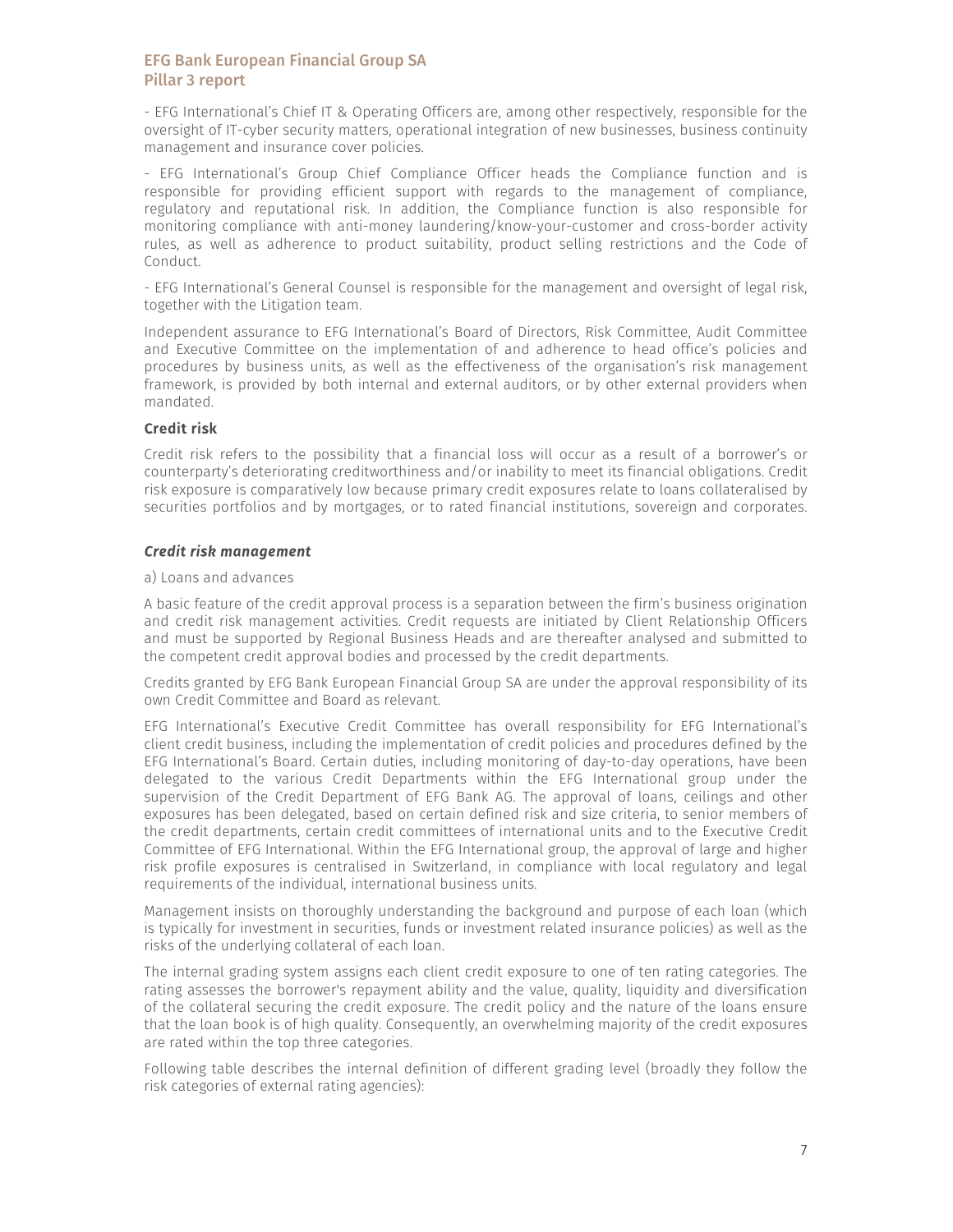- EFG International's Chief IT & Operating Officers are, among other respectively, responsible for the oversight of IT-cyber security matters, operational integration of new businesses, business continuity management and insurance cover policies.

- EFG International's Group Chief Compliance Officer heads the Compliance function and is responsible for providing efficient support with regards to the management of compliance, regulatory and reputational risk. In addition, the Compliance function is also responsible for monitoring compliance with anti-money laundering/know-your-customer and cross-border activity rules, as well as adherence to product suitability, product selling restrictions and the Code of Conduct.

- EFG International's General Counsel is responsible for the management and oversight of legal risk, together with the Litigation team.

Independent assurance to EFG International's Board of Directors, Risk Committee, Audit Committee and Executive Committee on the implementation of and adherence to head office's policies and procedures by business units, as well as the effectiveness of the organisation's risk management framework, is provided by both internal and external auditors, or by other external providers when mandated.

### Credit risk

Credit risk refers to the possibility that a financial loss will occur as a result of a borrower's or counterparty's deteriorating creditworthiness and/or inability to meet its financial obligations. Credit risk exposure is comparatively low because primary credit exposures relate to loans collateralised by securities portfolios and by mortgages, or to rated financial institutions, sovereign and corporates.

#### *Credit risk management*

a) Loans and advances

A basic feature of the credit approval process is a separation between the firm's business origination and credit risk management activities. Credit requests are initiated by Client Relationship Officers and must be supported by Regional Business Heads and are thereafter analysed and submitted to the competent credit approval bodies and processed by the credit departments.

Credits granted by EFG Bank European Financial Group SA are under the approval responsibility of its own Credit Committee and Board as relevant.

EFG International's Executive Credit Committee has overall responsibility for EFG International's client credit business, including the implementation of credit policies and procedures defined by the EFG International's Board. Certain duties, including monitoring of day-to-day operations, have been delegated to the various Credit Departments within the EFG International group under the supervision of the Credit Department of EFG Bank AG. The approval of loans, ceilings and other exposures has been delegated, based on certain defined risk and size criteria, to senior members of the credit departments, certain credit committees of international units and to the Executive Credit Committee of EFG International. Within the EFG International group, the approval of large and higher risk profile exposures is centralised in Switzerland, in compliance with local regulatory and legal requirements of the individual, international business units.

Management insists on thoroughly understanding the background and purpose of each loan (which is typically for investment in securities, funds or investment related insurance policies) as well as the risks of the underlying collateral of each loan.

The internal grading system assigns each client credit exposure to one of ten rating categories. The rating assesses the borrower's repayment ability and the value, quality, liquidity and diversification of the collateral securing the credit exposure. The credit policy and the nature of the loans ensure that the loan book is of high quality. Consequently, an overwhelming majority of the credit exposures are rated within the top three categories.

Following table describes the internal definition of different grading level (broadly they follow the risk categories of external rating agencies):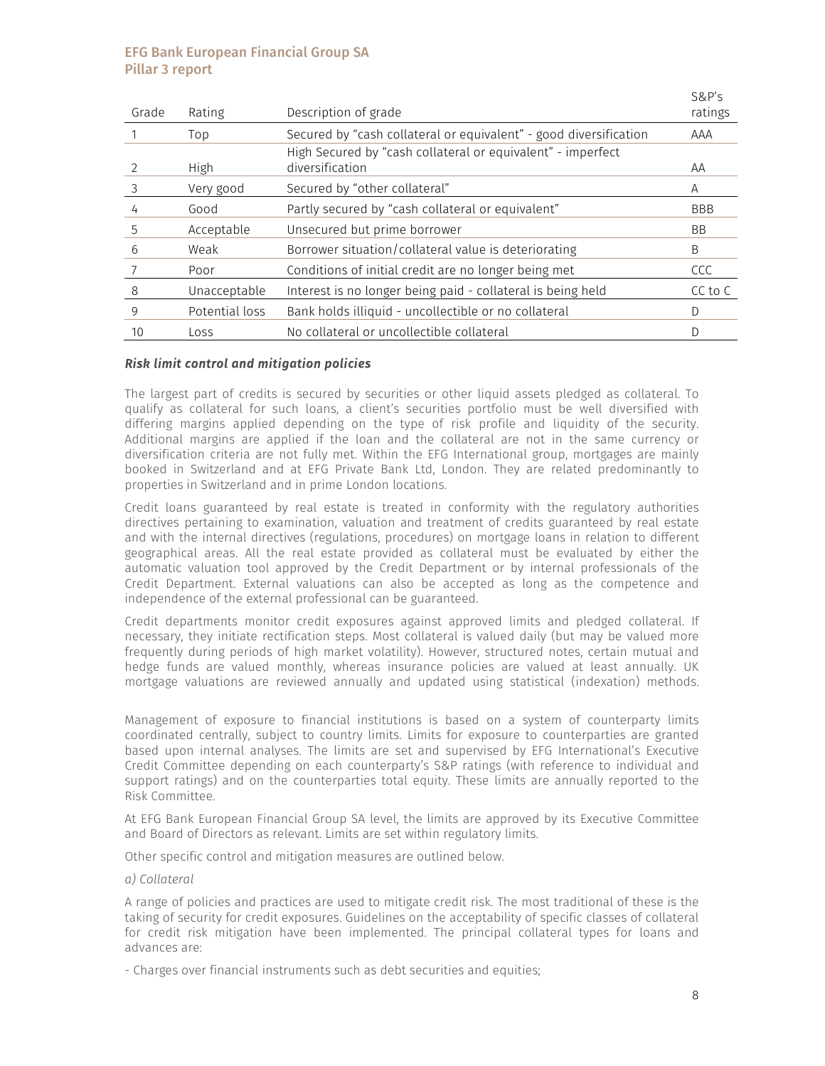| Grade | Rating | Description of grade | S&P's ratings |
|---|---|---|---|
| 1 | Top | Secured by "cash collateral or equivalent" - good diversification | AAA |
| 2 | High | High Secured by "cash collateral or equivalent" - imperfect diversification | AA |
| 3 | Very good | Secured by "other collateral" | A |
| 4 | Good | Partly secured by "cash collateral or equivalent" | BBB |
| 5 | Acceptable | Unsecured but prime borrower | BB |
| 6 | Weak | Borrower situation/collateral value is deteriorating | B |
| 7 | Poor | Conditions of initial credit are no longer being met | CCC |
| 8 | Unacceptable | Interest is no longer being paid - collateral is being held | CC to C |
| 9 | Potential loss | Bank holds illiquid - uncollectible or no collateral | D |
| 10 | Loss | No collateral or uncollectible collateral | D |

***Risk limit control and mitigation policies***

The largest part of credits is secured by securities or other liquid assets pledged as collateral. To qualify as collateral for such loans, a client's securities portfolio must be well diversified with differing margins applied depending on the type of risk profile and liquidity of the security. Additional margins are applied if the loan and the collateral are not in the same currency or diversification criteria are not fully met. Within the EFG International group, mortgages are mainly booked in Switzerland and at EFG Private Bank Ltd, London. They are related predominantly to properties in Switzerland and in prime London locations.

Credit loans guaranteed by real estate is treated in conformity with the regulatory authorities directives pertaining to examination, valuation and treatment of credits guaranteed by real estate and with the internal directives (regulations, procedures) on mortgage loans in relation to different geographical areas. All the real estate provided as collateral must be evaluated by either the automatic valuation tool approved by the Credit Department or by internal professionals of the Credit Department. External valuations can also be accepted as long as the competence and independence of the external professional can be guaranteed.

Credit departments monitor credit exposures against approved limits and pledged collateral. If necessary, they initiate rectification steps. Most collateral is valued daily (but may be valued more frequently during periods of high market volatility). However, structured notes, certain mutual and hedge funds are valued monthly, whereas insurance policies are valued at least annually. UK mortgage valuations are reviewed annually and updated using statistical (indexation) methods.

Management of exposure to financial institutions is based on a system of counterparty limits coordinated centrally, subject to country limits. Limits for exposure to counterparties are granted based upon internal analyses. The limits are set and supervised by EFG International's Executive Credit Committee depending on each counterparty's S&P ratings (with reference to individual and support ratings) and on the counterparties total equity. These limits are annually reported to the Risk Committee.

At EFG Bank European Financial Group SA level, the limits are approved by its Executive Committee and Board of Directors as relevant. Limits are set within regulatory limits.

Other specific control and mitigation measures are outlined below.

*a) Collateral*

A range of policies and practices are used to mitigate credit risk. The most traditional of these is the taking of security for credit exposures. Guidelines on the acceptability of specific classes of collateral for credit risk mitigation have been implemented. The principal collateral types for loans and advances are:

- Charges over financial instruments such as debt securities and equities;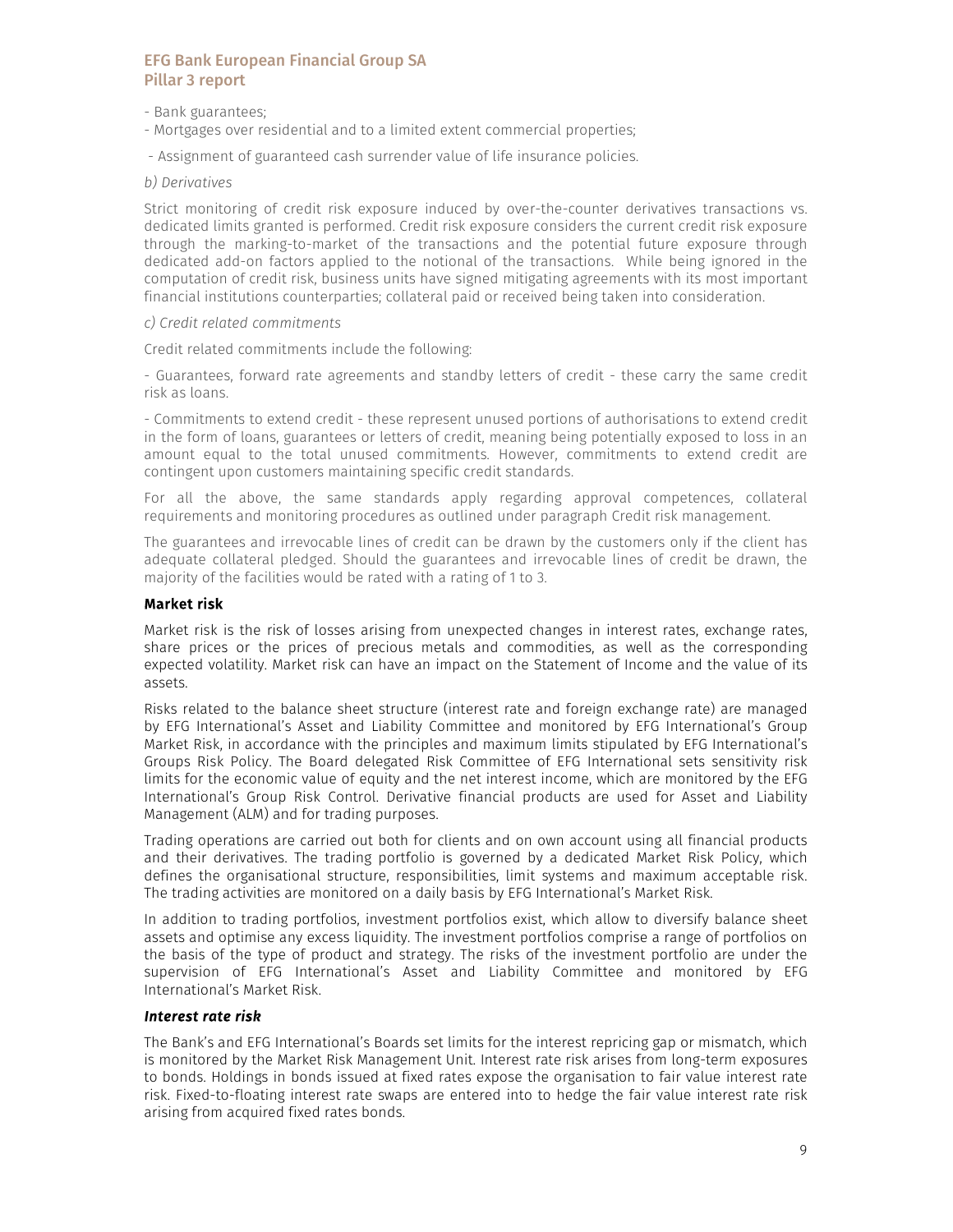- Bank guarantees;
- Mortgages over residential and to a limited extent commercial properties;
- Assignment of guaranteed cash surrender value of life insurance policies.

*b) Derivatives*

Strict monitoring of credit risk exposure induced by over-the-counter derivatives transactions vs. dedicated limits granted is performed. Credit risk exposure considers the current credit risk exposure through the marking-to-market of the transactions and the potential future exposure through dedicated add-on factors applied to the notional of the transactions. While being ignored in the computation of credit risk, business units have signed mitigating agreements with its most important financial institutions counterparties; collateral paid or received being taken into consideration.

*c) Credit related commitments*

Credit related commitments include the following:

- Guarantees, forward rate agreements and standby letters of credit - these carry the same credit risk as loans.

- Commitments to extend credit - these represent unused portions of authorisations to extend credit in the form of loans, guarantees or letters of credit, meaning being potentially exposed to loss in an amount equal to the total unused commitments. However, commitments to extend credit are contingent upon customers maintaining specific credit standards.

For all the above, the same standards apply regarding approval competences, collateral requirements and monitoring procedures as outlined under paragraph Credit risk management.

The guarantees and irrevocable lines of credit can be drawn by the customers only if the client has adequate collateral pledged. Should the guarantees and irrevocable lines of credit be drawn, the majority of the facilities would be rated with a rating of 1 to 3.

**Market risk**

Market risk is the risk of losses arising from unexpected changes in interest rates, exchange rates, share prices or the prices of precious metals and commodities, as well as the corresponding expected volatility. Market risk can have an impact on the Statement of Income and the value of its assets.

Risks related to the balance sheet structure (interest rate and foreign exchange rate) are managed by EFG International's Asset and Liability Committee and monitored by EFG International's Group Market Risk, in accordance with the principles and maximum limits stipulated by EFG International's Groups Risk Policy. The Board delegated Risk Committee of EFG International sets sensitivity risk limits for the economic value of equity and the net interest income, which are monitored by the EFG International's Group Risk Control. Derivative financial products are used for Asset and Liability Management (ALM) and for trading purposes.

Trading operations are carried out both for clients and on own account using all financial products and their derivatives. The trading portfolio is governed by a dedicated Market Risk Policy, which defines the organisational structure, responsibilities, limit systems and maximum acceptable risk. The trading activities are monitored on a daily basis by EFG International's Market Risk.

In addition to trading portfolios, investment portfolios exist, which allow to diversify balance sheet assets and optimise any excess liquidity. The investment portfolios comprise a range of portfolios on the basis of the type of product and strategy. The risks of the investment portfolio are under the supervision of EFG International's Asset and Liability Committee and monitored by EFG International's Market Risk.

***Interest rate risk***

The Bank's and EFG International's Boards set limits for the interest repricing gap or mismatch, which is monitored by the Market Risk Management Unit. Interest rate risk arises from long-term exposures to bonds. Holdings in bonds issued at fixed rates expose the organisation to fair value interest rate risk. Fixed-to-floating interest rate swaps are entered into to hedge the fair value interest rate risk arising from acquired fixed rates bonds.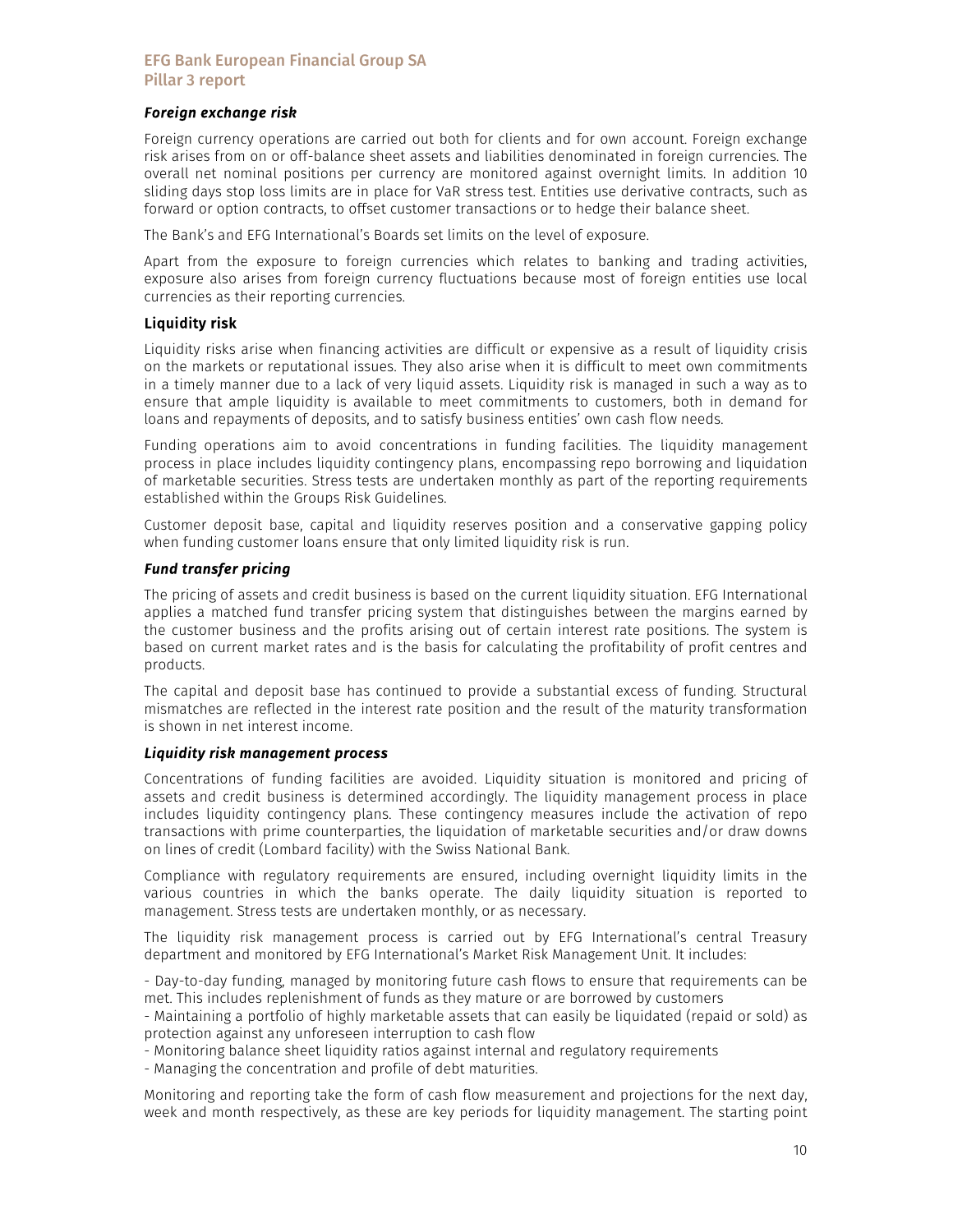#### *Foreign exchange risk*

Foreign currency operations are carried out both for clients and for own account. Foreign exchange risk arises from on or off-balance sheet assets and liabilities denominated in foreign currencies. The overall net nominal positions per currency are monitored against overnight limits. In addition 10 sliding days stop loss limits are in place for VaR stress test. Entities use derivative contracts, such as forward or option contracts, to offset customer transactions or to hedge their balance sheet.

The Bank's and EFG International's Boards set limits on the level of exposure.

Apart from the exposure to foreign currencies which relates to banking and trading activities, exposure also arises from foreign currency fluctuations because most of foreign entities use local currencies as their reporting currencies.

### Liquidity risk

Liquidity risks arise when financing activities are difficult or expensive as a result of liquidity crisis on the markets or reputational issues. They also arise when it is difficult to meet own commitments in a timely manner due to a lack of very liquid assets. Liquidity risk is managed in such a way as to ensure that ample liquidity is available to meet commitments to customers, both in demand for loans and repayments of deposits, and to satisfy business entities' own cash flow needs.

Funding operations aim to avoid concentrations in funding facilities. The liquidity management process in place includes liquidity contingency plans, encompassing repo borrowing and liquidation of marketable securities. Stress tests are undertaken monthly as part of the reporting requirements established within the Groups Risk Guidelines.

Customer deposit base, capital and liquidity reserves position and a conservative gapping policy when funding customer loans ensure that only limited liquidity risk is run.

#### *Fund transfer pricing*

The pricing of assets and credit business is based on the current liquidity situation. EFG International applies a matched fund transfer pricing system that distinguishes between the margins earned by the customer business and the profits arising out of certain interest rate positions. The system is based on current market rates and is the basis for calculating the profitability of profit centres and products.

The capital and deposit base has continued to provide a substantial excess of funding. Structural mismatches are reflected in the interest rate position and the result of the maturity transformation is shown in net interest income.

#### *Liquidity risk management process*

Concentrations of funding facilities are avoided. Liquidity situation is monitored and pricing of assets and credit business is determined accordingly. The liquidity management process in place includes liquidity contingency plans. These contingency measures include the activation of repo transactions with prime counterparties, the liquidation of marketable securities and/or draw downs on lines of credit (Lombard facility) with the Swiss National Bank.

Compliance with regulatory requirements are ensured, including overnight liquidity limits in the various countries in which the banks operate. The daily liquidity situation is reported to management. Stress tests are undertaken monthly, or as necessary.

The liquidity risk management process is carried out by EFG International's central Treasury department and monitored by EFG International's Market Risk Management Unit. It includes:

- Day-to-day funding, managed by monitoring future cash flows to ensure that requirements can be met. This includes replenishment of funds as they mature or are borrowed by customers
- Maintaining a portfolio of highly marketable assets that can easily be liquidated (repaid or sold) as protection against any unforeseen interruption to cash flow
- Monitoring balance sheet liquidity ratios against internal and regulatory requirements
- Managing the concentration and profile of debt maturities.

Monitoring and reporting take the form of cash flow measurement and projections for the next day, week and month respectively, as these are key periods for liquidity management. The starting point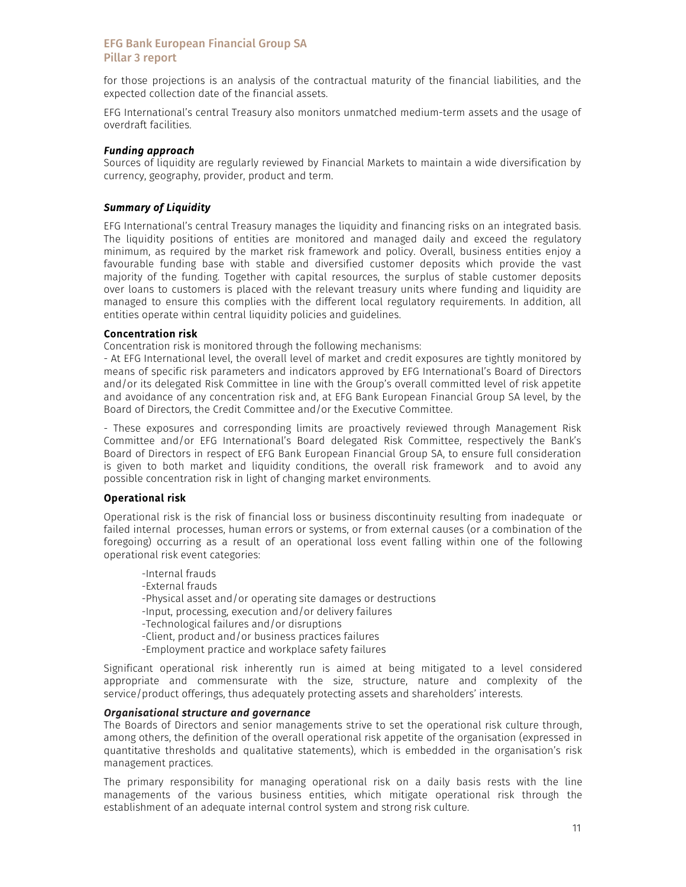for those projections is an analysis of the contractual maturity of the financial liabilities, and the expected collection date of the financial assets.

EFG International's central Treasury also monitors unmatched medium-term assets and the usage of overdraft facilities.

***Funding approach***

Sources of liquidity are regularly reviewed by Financial Markets to maintain a wide diversification by currency, geography, provider, product and term.

***Summary of Liquidity***

EFG International's central Treasury manages the liquidity and financing risks on an integrated basis. The liquidity positions of entities are monitored and managed daily and exceed the regulatory minimum, as required by the market risk framework and policy. Overall, business entities enjoy a favourable funding base with stable and diversified customer deposits which provide the vast majority of the funding. Together with capital resources, the surplus of stable customer deposits over loans to customers is placed with the relevant treasury units where funding and liquidity are managed to ensure this complies with the different local regulatory requirements. In addition, all entities operate within central liquidity policies and guidelines.

### Concentration risk

Concentration risk is monitored through the following mechanisms:

- At EFG International level, the overall level of market and credit exposures are tightly monitored by means of specific risk parameters and indicators approved by EFG International's Board of Directors and/or its delegated Risk Committee in line with the Group's overall committed level of risk appetite and avoidance of any concentration risk and, at EFG Bank European Financial Group SA level, by the Board of Directors, the Credit Committee and/or the Executive Committee.

- These exposures and corresponding limits are proactively reviewed through Management Risk Committee and/or EFG International's Board delegated Risk Committee, respectively the Bank's Board of Directors in respect of EFG Bank European Financial Group SA, to ensure full consideration is given to both market and liquidity conditions, the overall risk framework and to avoid any possible concentration risk in light of changing market environments.

### Operational risk

Operational risk is the risk of financial loss or business discontinuity resulting from inadequate or failed internal processes, human errors or systems, or from external causes (or a combination of the foregoing) occurring as a result of an operational loss event falling within one of the following operational risk event categories:

- Internal frauds
- External frauds
- Physical asset and/or operating site damages or destructions
- Input, processing, execution and/or delivery failures
- Technological failures and/or disruptions
- Client, product and/or business practices failures
- Employment practice and workplace safety failures

Significant operational risk inherently run is aimed at being mitigated to a level considered appropriate and commensurate with the size, structure, nature and complexity of the service/product offerings, thus adequately protecting assets and shareholders' interests.

***Organisational structure and governance***

The Boards of Directors and senior managements strive to set the operational risk culture through, among others, the definition of the overall operational risk appetite of the organisation (expressed in quantitative thresholds and qualitative statements), which is embedded in the organisation's risk management practices.

The primary responsibility for managing operational risk on a daily basis rests with the line managements of the various business entities, which mitigate operational risk through the establishment of an adequate internal control system and strong risk culture.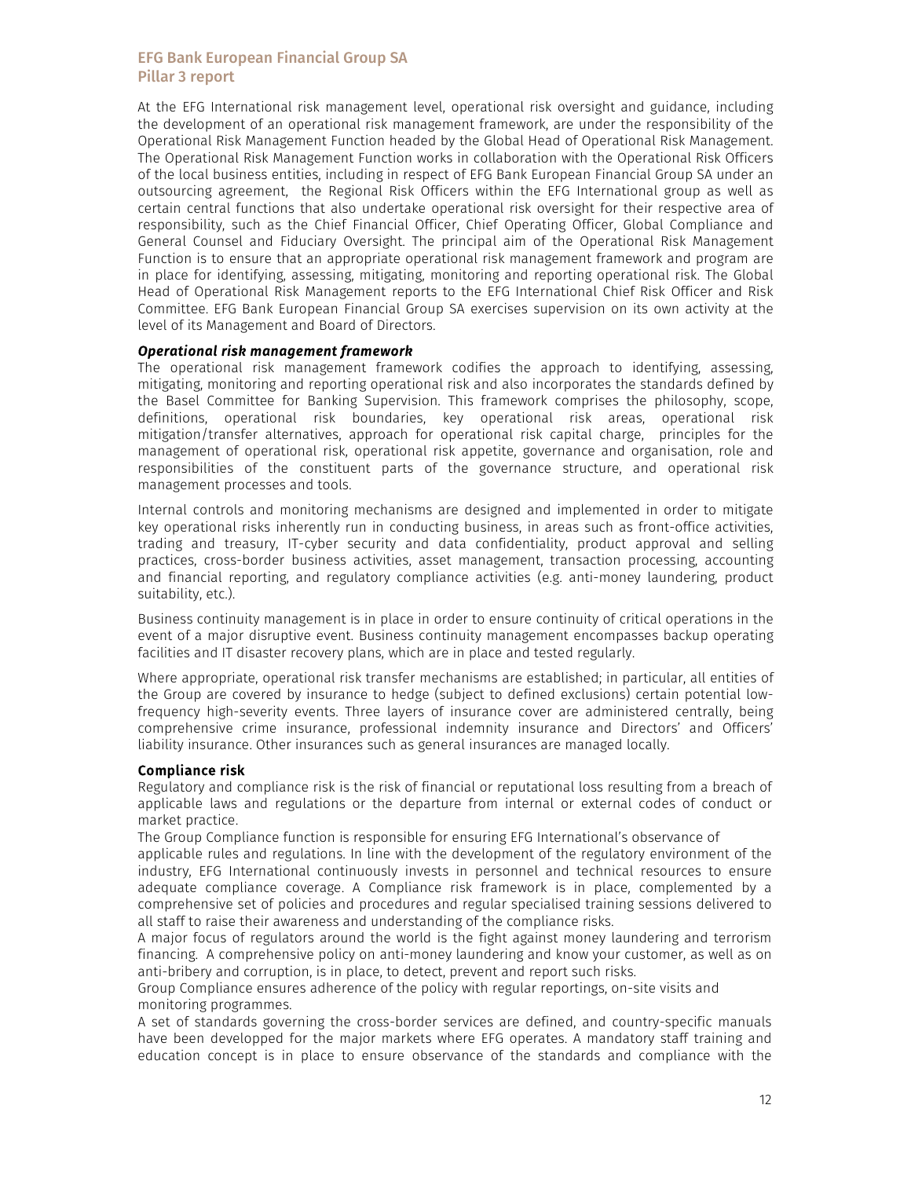At the EFG International risk management level, operational risk oversight and guidance, including the development of an operational risk management framework, are under the responsibility of the Operational Risk Management Function headed by the Global Head of Operational Risk Management. The Operational Risk Management Function works in collaboration with the Operational Risk Officers of the local business entities, including in respect of EFG Bank European Financial Group SA under an outsourcing agreement, the Regional Risk Officers within the EFG International group as well as certain central functions that also undertake operational risk oversight for their respective area of responsibility, such as the Chief Financial Officer, Chief Operating Officer, Global Compliance and General Counsel and Fiduciary Oversight. The principal aim of the Operational Risk Management Function is to ensure that an appropriate operational risk management framework and program are in place for identifying, assessing, mitigating, monitoring and reporting operational risk. The Global Head of Operational Risk Management reports to the EFG International Chief Risk Officer and Risk Committee. EFG Bank European Financial Group SA exercises supervision on its own activity at the level of its Management and Board of Directors.

***Operational risk management framework***

The operational risk management framework codifies the approach to identifying, assessing, mitigating, monitoring and reporting operational risk and also incorporates the standards defined by the Basel Committee for Banking Supervision. This framework comprises the philosophy, scope, definitions, operational risk boundaries, key operational risk areas, operational risk mitigation/transfer alternatives, approach for operational risk capital charge, principles for the management of operational risk, operational risk appetite, governance and organisation, role and responsibilities of the constituent parts of the governance structure, and operational risk management processes and tools.

Internal controls and monitoring mechanisms are designed and implemented in order to mitigate key operational risks inherently run in conducting business, in areas such as front-office activities, trading and treasury, IT-cyber security and data confidentiality, product approval and selling practices, cross-border business activities, asset management, transaction processing, accounting and financial reporting, and regulatory compliance activities (e.g. anti-money laundering, product suitability, etc.).

Business continuity management is in place in order to ensure continuity of critical operations in the event of a major disruptive event. Business continuity management encompasses backup operating facilities and IT disaster recovery plans, which are in place and tested regularly.

Where appropriate, operational risk transfer mechanisms are established; in particular, all entities of the Group are covered by insurance to hedge (subject to defined exclusions) certain potential low-frequency high-severity events. Three layers of insurance cover are administered centrally, being comprehensive crime insurance, professional indemnity insurance and Directors' and Officers' liability insurance. Other insurances such as general insurances are managed locally.

**Compliance risk**

Regulatory and compliance risk is the risk of financial or reputational loss resulting from a breach of applicable laws and regulations or the departure from internal or external codes of conduct or market practice.

The Group Compliance function is responsible for ensuring EFG International's observance of applicable rules and regulations. In line with the development of the regulatory environment of the industry, EFG International continuously invests in personnel and technical resources to ensure adequate compliance coverage. A Compliance risk framework is in place, complemented by a comprehensive set of policies and procedures and regular specialised training sessions delivered to all staff to raise their awareness and understanding of the compliance risks.

A major focus of regulators around the world is the fight against money laundering and terrorism financing. A comprehensive policy on anti-money laundering and know your customer, as well as on anti-bribery and corruption, is in place, to detect, prevent and report such risks.

Group Compliance ensures adherence of the policy with regular reportings, on-site visits and monitoring programmes.

A set of standards governing the cross-border services are defined, and country-specific manuals have been developped for the major markets where EFG operates. A mandatory staff training and education concept is in place to ensure observance of the standards and compliance with the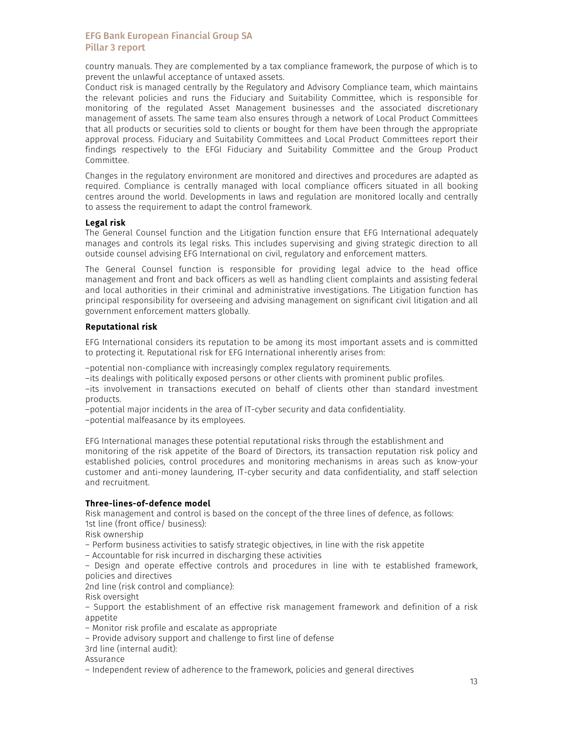country manuals. They are complemented by a tax compliance framework, the purpose of which is to prevent the unlawful acceptance of untaxed assets.

Conduct risk is managed centrally by the Regulatory and Advisory Compliance team, which maintains the relevant policies and runs the Fiduciary and Suitability Committee, which is responsible for monitoring of the regulated Asset Management businesses and the associated discretionary management of assets. The same team also ensures through a network of Local Product Committees that all products or securities sold to clients or bought for them have been through the appropriate approval process. Fiduciary and Suitability Committees and Local Product Committees report their findings respectively to the EFGI Fiduciary and Suitability Committee and the Group Product Committee.

Changes in the regulatory environment are monitored and directives and procedures are adapted as required. Compliance is centrally managed with local compliance officers situated in all booking centres around the world. Developments in laws and regulation are monitored locally and centrally to assess the requirement to adapt the control framework.

**Legal risk**

The General Counsel function and the Litigation function ensure that EFG International adequately manages and controls its legal risks. This includes supervising and giving strategic direction to all outside counsel advising EFG International on civil, regulatory and enforcement matters.

The General Counsel function is responsible for providing legal advice to the head office management and front and back officers as well as handling client complaints and assisting federal and local authorities in their criminal and administrative investigations. The Litigation function has principal responsibility for overseeing and advising management on significant civil litigation and all government enforcement matters globally.

**Reputational risk**

EFG International considers its reputation to be among its most important assets and is committed to protecting it. Reputational risk for EFG International inherently arises from:

–potential non-compliance with increasingly complex regulatory requirements.
–its dealings with politically exposed persons or other clients with prominent public profiles.
–its involvement in transactions executed on behalf of clients other than standard investment products.
–potential major incidents in the area of IT-cyber security and data confidentiality.
–potential malfeasance by its employees.

EFG International manages these potential reputational risks through the establishment and monitoring of the risk appetite of the Board of Directors, its transaction reputation risk policy and established policies, control procedures and monitoring mechanisms in areas such as know-your customer and anti-money laundering, IT-cyber security and data confidentiality, and staff selection and recruitment.

**Three-lines-of-defence model**

Risk management and control is based on the concept of the three lines of defence, as follows:
1st line (front office/ business):
Risk ownership
– Perform business activities to satisfy strategic objectives, in line with the risk appetite
– Accountable for risk incurred in discharging these activities
– Design and operate effective controls and procedures in line with te established framework, policies and directives
2nd line (risk control and compliance):
Risk oversight
– Support the establishment of an effective risk management framework and definition of a risk appetite
– Monitor risk profile and escalate as appropriate
– Provide advisory support and challenge to first line of defense
3rd line (internal audit):
Assurance
– Independent review of adherence to the framework, policies and general directives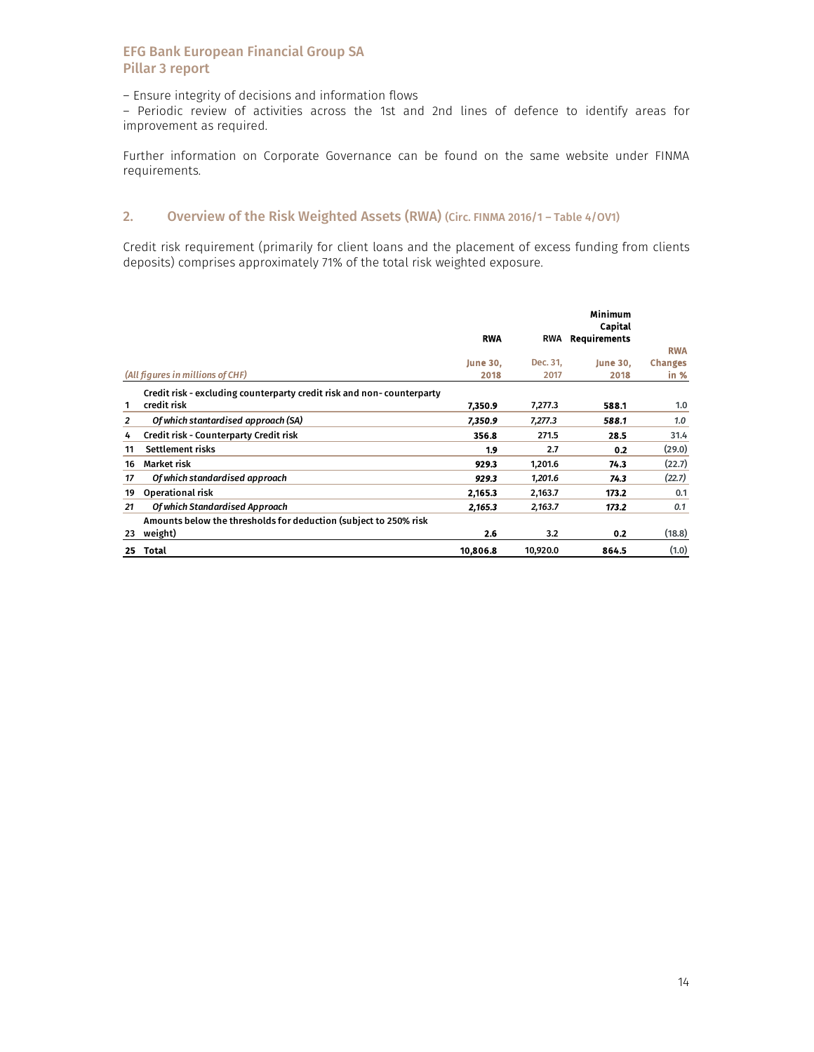– Ensure integrity of decisions and information flows
– Periodic review of activities across the 1st and 2nd lines of defence to identify areas for improvement as required.

Further information on Corporate Governance can be found on the same website under FINMA requirements.

## 2. Overview of the Risk Weighted Assets (RWA) (Circ. FINMA 2016/1 – Table 4/OV1)

Credit risk requirement (primarily for client loans and the placement of excess funding from clients deposits) comprises approximately 71% of the total risk weighted exposure.

| | *(All figures in millions of CHF)* | **RWA** June 30, 2018 | **RWA** Dec. 31, 2017 | **Minimum Capital Requirements** June 30, 2018 | **RWA Changes in %** |
|---|---|---|---|---|---|
| 1 | **Credit risk - excluding counterparty credit risk and non- counterparty credit risk** | **7,350.9** | 7,277.3 | **588.1** | 1.0 |
| *2* | ***Of which stantardised approach (SA)*** | ***7,350.9*** | *7,277.3* | ***588.1*** | *1.0* |
| 4 | **Credit risk - Counterparty Credit risk** | **356.8** | 271.5 | **28.5** | 31.4 |
| 11 | **Settlement risks** | **1.9** | 2.7 | **0.2** | (29.0) |
| 16 | **Market risk** | **929.3** | 1,201.6 | **74.3** | (22.7) |
| *17* | ***Of which standardised approach*** | ***929.3*** | *1,201.6* | ***74.3*** | *(22.7)* |
| 19 | **Operational risk** | **2,165.3** | 2,163.7 | **173.2** | 0.1 |
| *21* | ***Of which Standardised Approach*** | ***2,165.3*** | *2,163.7* | ***173.2*** | *0.1* |
| 23 | **Amounts below the thresholds for deduction (subject to 250% risk weight)** | **2.6** | 3.2 | **0.2** | (18.8) |
| 25 | **Total** | **10,806.8** | 10,920.0 | **864.5** | (1.0) |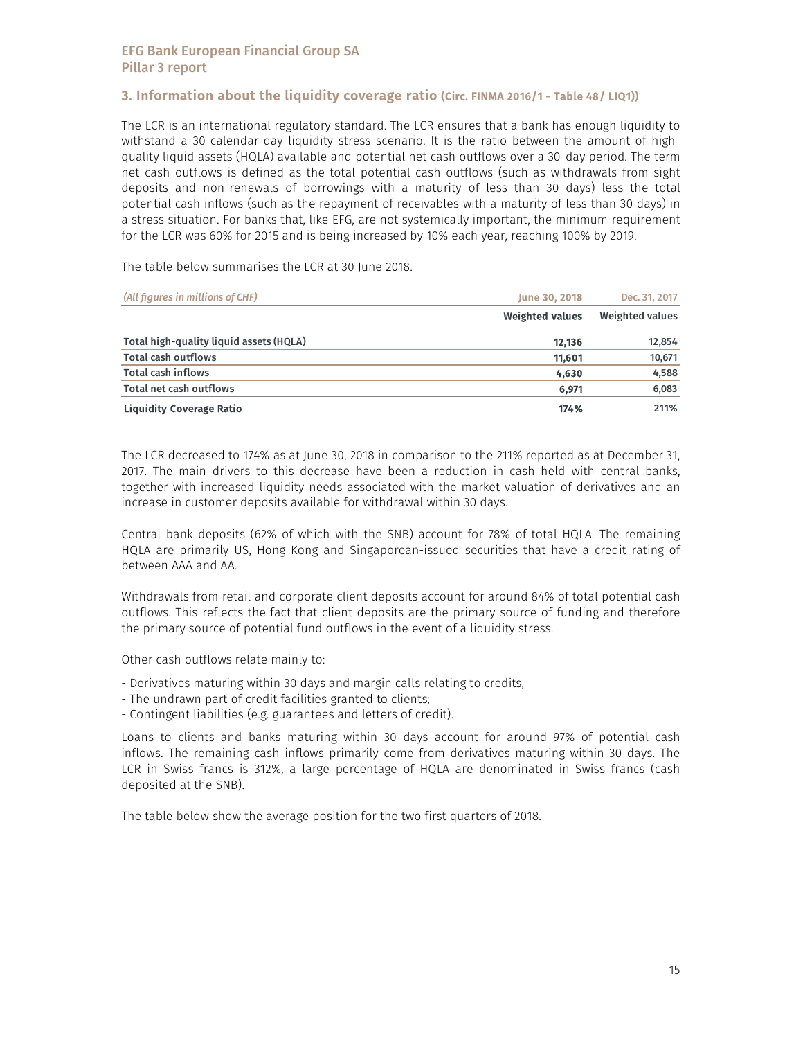## 3. Information about the liquidity coverage ratio (Circ. FINMA 2016/1 - Table 48/ LIQ1))

The LCR is an international regulatory standard. The LCR ensures that a bank has enough liquidity to withstand a 30-calendar-day liquidity stress scenario. It is the ratio between the amount of high-quality liquid assets (HQLA) available and potential net cash outflows over a 30-day period. The term net cash outflows is defined as the total potential cash outflows (such as withdrawals from sight deposits and non-renewals of borrowings with a maturity of less than 30 days) less the total potential cash inflows (such as the repayment of receivables with a maturity of less than 30 days) in a stress situation. For banks that, like EFG, are not systemically important, the minimum requirement for the LCR was 60% for 2015 and is being increased by 10% each year, reaching 100% by 2019.

The table below summarises the LCR at 30 June 2018.

| *(All figures in millions of CHF)* | June 30, 2018 | Dec. 31, 2017 |
|---|---|---|
| | **Weighted values** | **Weighted values** |
| **Total high-quality liquid assets (HQLA)** | **12,136** | **12,854** |
| **Total cash outflows** | **11,601** | **10,671** |
| **Total cash inflows** | **4,630** | **4,588** |
| **Total net cash outflows** | **6,971** | **6,083** |
| **Liquidity Coverage Ratio** | **174%** | **211%** |

The LCR decreased to 174% as at June 30, 2018 in comparison to the 211% reported as at December 31, 2017. The main drivers to this decrease have been a reduction in cash held with central banks, together with increased liquidity needs associated with the market valuation of derivatives and an increase in customer deposits available for withdrawal within 30 days.

Central bank deposits (62% of which with the SNB) account for 78% of total HQLA. The remaining HQLA are primarily US, Hong Kong and Singaporean-issued securities that have a credit rating of between AAA and AA.

Withdrawals from retail and corporate client deposits account for around 84% of total potential cash outflows. This reflects the fact that client deposits are the primary source of funding and therefore the primary source of potential fund outflows in the event of a liquidity stress.

Other cash outflows relate mainly to:

- Derivatives maturing within 30 days and margin calls relating to credits;
- The undrawn part of credit facilities granted to clients;
- Contingent liabilities (e.g. guarantees and letters of credit).

Loans to clients and banks maturing within 30 days account for around 97% of potential cash inflows. The remaining cash inflows primarily come from derivatives maturing within 30 days. The LCR in Swiss francs is 312%, a large percentage of HQLA are denominated in Swiss francs (cash deposited at the SNB).

The table below show the average position for the two first quarters of 2018.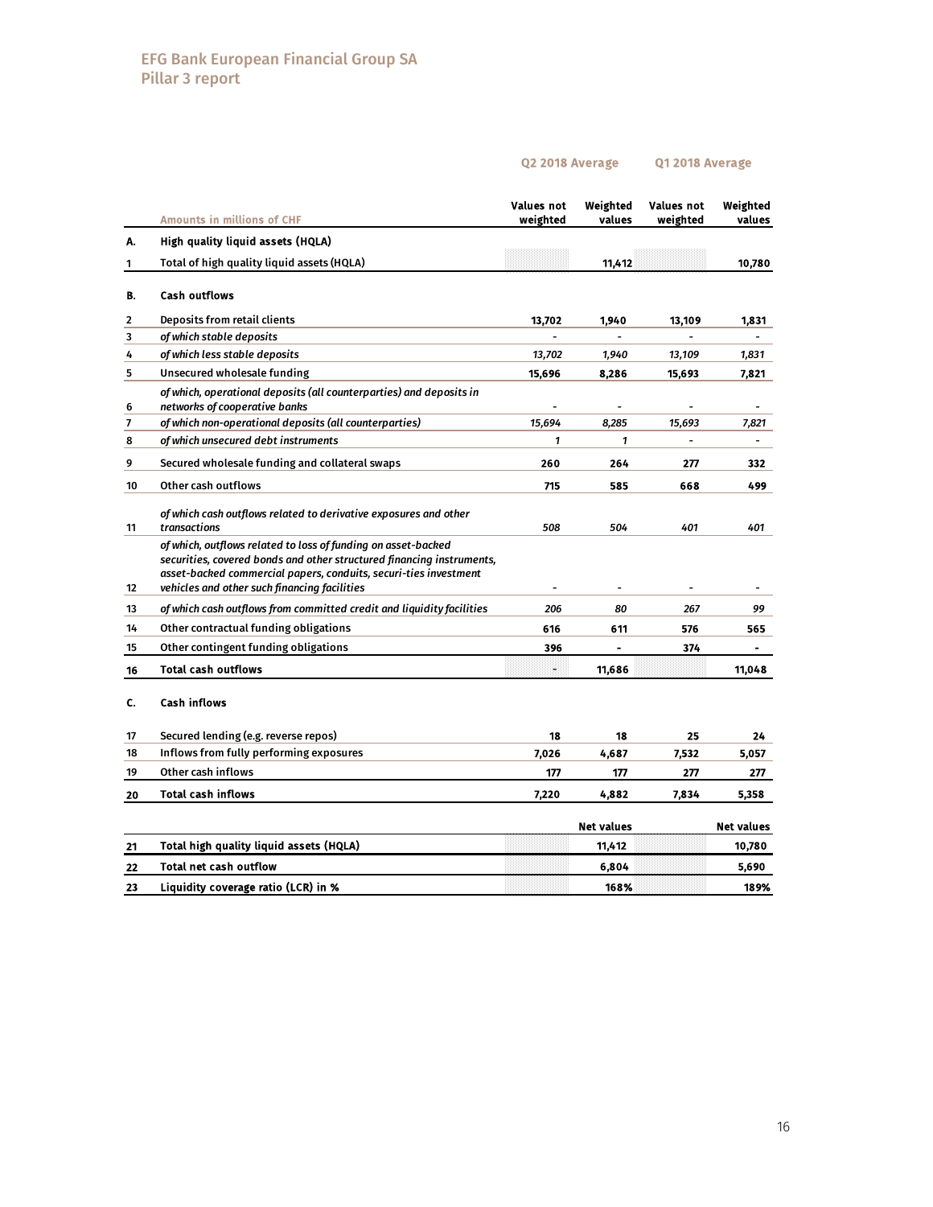# EFG Bank European Financial Group SA
## Pillar 3 report

| | Amounts in millions of CHF | Q2 2018 Average | | Q1 2018 Average | |
|---|---|---|---|---|---|
| | | Values not weighted | Weighted values | Values not weighted | Weighted values |
| **A.** | **High quality liquid assets (HQLA)** | | | | |
| 1 | Total of high quality liquid assets (HQLA) | | **11,412** | | **10,780** |
| **B.** | **Cash outflows** | | | | |
| 2 | Deposits from retail clients | **13,702** | **1,940** | **13,109** | **1,831** |
| 3 | *of which stable deposits* | - | - | - | - |
| 4 | *of which less stable deposits* | *13,702* | *1,940* | *13,109* | *1,831* |
| 5 | Unsecured wholesale funding | **15,696** | **8,286** | **15,693** | **7,821** |
| 6 | *of which, operational deposits (all counterparties) and deposits in networks of cooperative banks* | - | - | - | - |
| 7 | *of which non-operational deposits (all counterparties)* | *15,694* | *8,285* | *15,693* | *7,821* |
| 8 | *of which unsecured debt instruments* | *1* | *1* | - | - |
| 9 | Secured wholesale funding and collateral swaps | **260** | **264** | **277** | **332** |
| 10 | Other cash outflows | **715** | **585** | **668** | **499** |
| 11 | *of which cash outflows related to derivative exposures and other transactions* | *508* | *504* | *401* | *401* |
| 12 | *of which, outflows related to loss of funding on asset-backed securities, covered bonds and other structured financing instruments, asset-backed commercial papers, conduits, securi-ties investment vehicles and other such financing facilities* | - | - | - | - |
| 13 | *of which cash outflows from committed credit and liquidity facilities* | *206* | *80* | *267* | *99* |
| 14 | Other contractual funding obligations | **616** | **611** | **576** | **565** |
| 15 | Other contingent funding obligations | **396** | **-** | **374** | **-** |
| 16 | **Total cash outflows** | - | **11,686** | | **11,048** |
| **C.** | **Cash inflows** | | | | |
| 17 | Secured lending (e.g. reverse repos) | **18** | **18** | **25** | **24** |
| 18 | Inflows from fully performing exposures | **7,026** | **4,687** | **7,532** | **5,057** |
| 19 | Other cash inflows | **177** | **177** | **277** | **277** |
| 20 | **Total cash inflows** | **7,220** | **4,882** | **7,834** | **5,358** |
| | | | **Net values** | | **Net values** |
| 21 | **Total high quality liquid assets (HQLA)** | | **11,412** | | **10,780** |
| 22 | **Total net cash outflow** | | **6,804** | | **5,690** |
| 23 | **Liquidity coverage ratio (LCR) in %** | | **168%** | | **189%** |